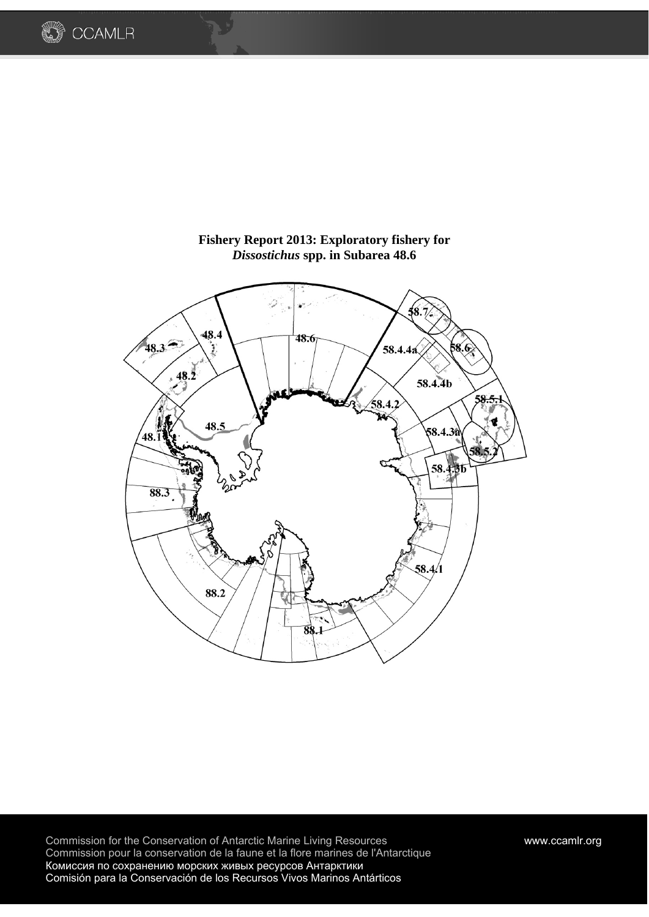# Fishery Report 2013: Exploratory fishery for *Dissostichus* spp. in Subarea 48.6

Commission for the Conservation of Antarctic Marine Living Resources
Commission pour la conservation de la faune et la flore marines de l'Antarctique
Комиссия по сохранению морских живых ресурсов Антарктики
Comisión para la Conservación de los Recursos Vivos Marinos Antárticos

www.ccamlr.org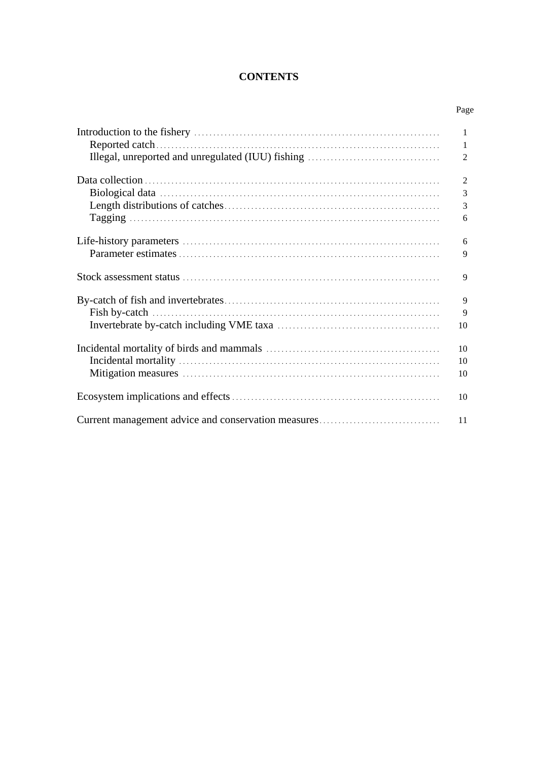# CONTENTS

| | Page |
|---|---|
| Introduction to the fishery | 1 |
| Reported catch | 1 |
| Illegal, unreported and unregulated (IUU) fishing | 2 |
| Data collection | 2 |
| Biological data | 3 |
| Length distributions of catches | 3 |
| Tagging | 6 |
| Life-history parameters | 6 |
| Parameter estimates | 9 |
| Stock assessment status | 9 |
| By-catch of fish and invertebrates | 9 |
| Fish by-catch | 9 |
| Invertebrate by-catch including VME taxa | 10 |
| Incidental mortality of birds and mammals | 10 |
| Incidental mortality | 10 |
| Mitigation measures | 10 |
| Ecosystem implications and effects | 10 |
| Current management advice and conservation measures | 11 |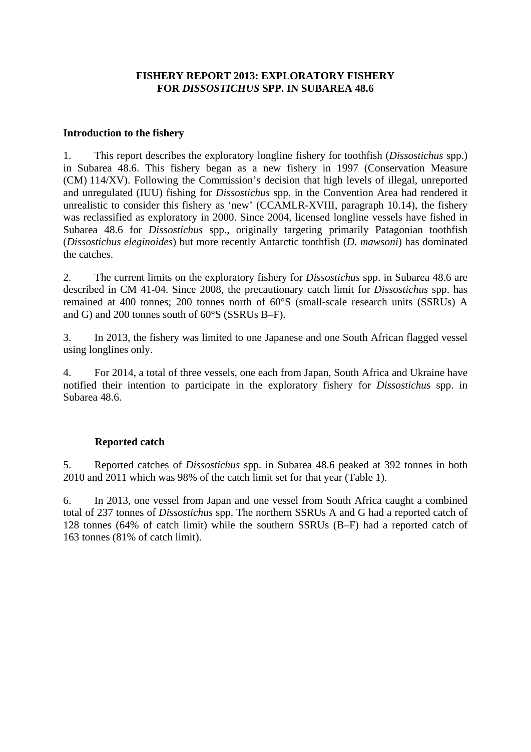**FISHERY REPORT 2013: EXPLORATORY FISHERY FOR *DISSOSTICHUS* SPP. IN SUBAREA 48.6**

**Introduction to the fishery**

1. This report describes the exploratory longline fishery for toothfish (*Dissostichus* spp.) in Subarea 48.6. This fishery began as a new fishery in 1997 (Conservation Measure (CM) 114/XV). Following the Commission's decision that high levels of illegal, unreported and unregulated (IUU) fishing for *Dissostichus* spp. in the Convention Area had rendered it unrealistic to consider this fishery as 'new' (CCAMLR-XVIII, paragraph 10.14), the fishery was reclassified as exploratory in 2000. Since 2004, licensed longline vessels have fished in Subarea 48.6 for *Dissostichus* spp., originally targeting primarily Patagonian toothfish (*Dissostichus eleginoides*) but more recently Antarctic toothfish (*D. mawsoni*) has dominated the catches.

2. The current limits on the exploratory fishery for *Dissostichus* spp. in Subarea 48.6 are described in CM 41-04. Since 2008, the precautionary catch limit for *Dissostichus* spp. has remained at 400 tonnes; 200 tonnes north of 60°S (small-scale research units (SSRUs) A and G) and 200 tonnes south of 60°S (SSRUs B–F).

3. In 2013, the fishery was limited to one Japanese and one South African flagged vessel using longlines only.

4. For 2014, a total of three vessels, one each from Japan, South Africa and Ukraine have notified their intention to participate in the exploratory fishery for *Dissostichus* spp. in Subarea 48.6.

**Reported catch**

5. Reported catches of *Dissostichus* spp. in Subarea 48.6 peaked at 392 tonnes in both 2010 and 2011 which was 98% of the catch limit set for that year (Table 1).

6. In 2013, one vessel from Japan and one vessel from South Africa caught a combined total of 237 tonnes of *Dissostichus* spp. The northern SSRUs A and G had a reported catch of 128 tonnes (64% of catch limit) while the southern SSRUs (B–F) had a reported catch of 163 tonnes (81% of catch limit).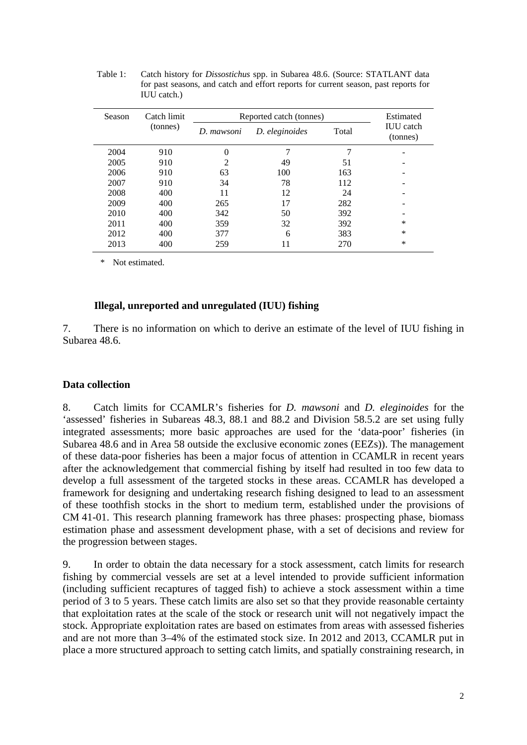Table 1: Catch history for *Dissostichus* spp. in Subarea 48.6. (Source: STATLANT data for past seasons, and catch and effort reports for current season, past reports for IUU catch.)

| Season | Catch limit (tonnes) | Reported catch (tonnes) | | | Estimated IUU catch (tonnes) |
|---|---|---|---|---|---|
| | | *D. mawsoni* | *D. eleginoides* | Total | |
| 2004 | 910 | 0 | 7 | 7 | - |
| 2005 | 910 | 2 | 49 | 51 | - |
| 2006 | 910 | 63 | 100 | 163 | - |
| 2007 | 910 | 34 | 78 | 112 | - |
| 2008 | 400 | 11 | 12 | 24 | - |
| 2009 | 400 | 265 | 17 | 282 | - |
| 2010 | 400 | 342 | 50 | 392 | - |
| 2011 | 400 | 359 | 32 | 392 | * |
| 2012 | 400 | 377 | 6 | 383 | * |
| 2013 | 400 | 259 | 11 | 270 | * |

\* Not estimated.

### Illegal, unreported and unregulated (IUU) fishing

7. There is no information on which to derive an estimate of the level of IUU fishing in Subarea 48.6.

## Data collection

8. Catch limits for CCAMLR's fisheries for *D. mawsoni* and *D. eleginoides* for the 'assessed' fisheries in Subareas 48.3, 88.1 and 88.2 and Division 58.5.2 are set using fully integrated assessments; more basic approaches are used for the 'data-poor' fisheries (in Subarea 48.6 and in Area 58 outside the exclusive economic zones (EEZs)). The management of these data-poor fisheries has been a major focus of attention in CCAMLR in recent years after the acknowledgement that commercial fishing by itself had resulted in too few data to develop a full assessment of the targeted stocks in these areas. CCAMLR has developed a framework for designing and undertaking research fishing designed to lead to an assessment of these toothfish stocks in the short to medium term, established under the provisions of CM 41-01. This research planning framework has three phases: prospecting phase, biomass estimation phase and assessment development phase, with a set of decisions and review for the progression between stages.

9. In order to obtain the data necessary for a stock assessment, catch limits for research fishing by commercial vessels are set at a level intended to provide sufficient information (including sufficient recaptures of tagged fish) to achieve a stock assessment within a time period of 3 to 5 years. These catch limits are also set so that they provide reasonable certainty that exploitation rates at the scale of the stock or research unit will not negatively impact the stock. Appropriate exploitation rates are based on estimates from areas with assessed fisheries and are not more than 3–4% of the estimated stock size. In 2012 and 2013, CCAMLR put in place a more structured approach to setting catch limits, and spatially constraining research, in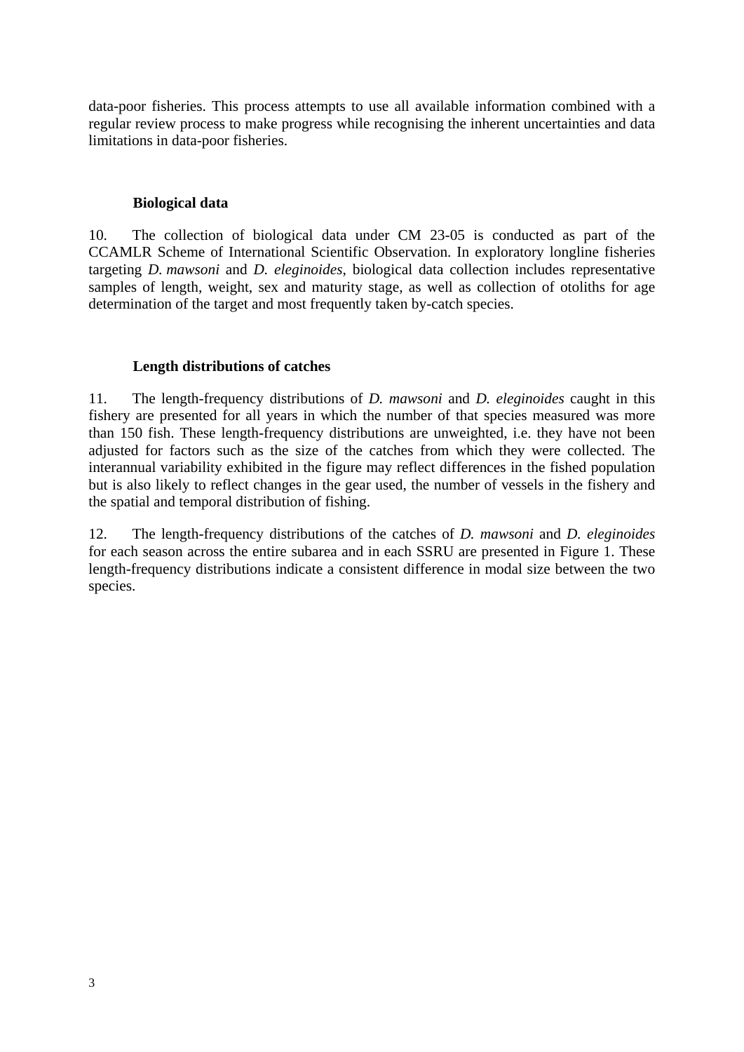data-poor fisheries. This process attempts to use all available information combined with a regular review process to make progress while recognising the inherent uncertainties and data limitations in data-poor fisheries.

### Biological data

10. The collection of biological data under CM 23-05 is conducted as part of the CCAMLR Scheme of International Scientific Observation. In exploratory longline fisheries targeting *D. mawsoni* and *D. eleginoides*, biological data collection includes representative samples of length, weight, sex and maturity stage, as well as collection of otoliths for age determination of the target and most frequently taken by-catch species.

### Length distributions of catches

11. The length-frequency distributions of *D. mawsoni* and *D. eleginoides* caught in this fishery are presented for all years in which the number of that species measured was more than 150 fish. These length-frequency distributions are unweighted, i.e. they have not been adjusted for factors such as the size of the catches from which they were collected. The interannual variability exhibited in the figure may reflect differences in the fished population but is also likely to reflect changes in the gear used, the number of vessels in the fishery and the spatial and temporal distribution of fishing.

12. The length-frequency distributions of the catches of *D. mawsoni* and *D. eleginoides* for each season across the entire subarea and in each SSRU are presented in Figure 1. These length-frequency distributions indicate a consistent difference in modal size between the two species.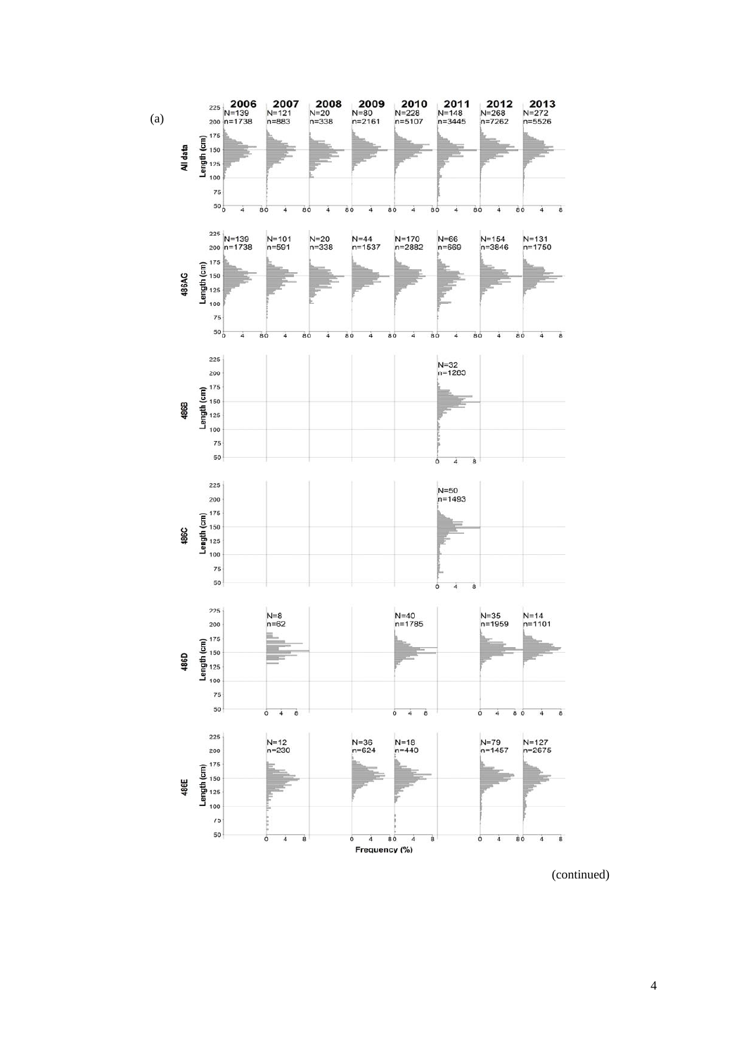(a)

| | 2006 | 2007 | 2008 | 2009 | 2010 | 2011 | 2012 | 2013 |
|---|---|---|---|---|---|---|---|---|
| All data | N=139 n=1738 | N=121 n=883 | N=20 n=338 | N=80 n=2161 | N=228 n=5107 | N=148 n=3445 | N=268 n=7262 | N=272 n=5526 |
| 486AG | N=139 n=1738 | N=101 n=591 | N=20 n=338 | N=44 n=1537 | N=170 n=2882 | N=66 n=669 | N=154 n=3846 | N=131 n=1750 |
| 486B | | | | | | N=32 n=1203 | | |
| 486C | | | | | | N=50 n=1493 | | |
| 486D | | N=8 n=62 | | | N=40 n=1785 | | N=35 n=1959 | N=14 n=1101 |
| 486E | | N=12 n=230 | | N=36 n=624 | N=18 n=440 | | N=79 n=1457 | N=127 n=2675 |

Length (cm)

Frequency (%)

(continued)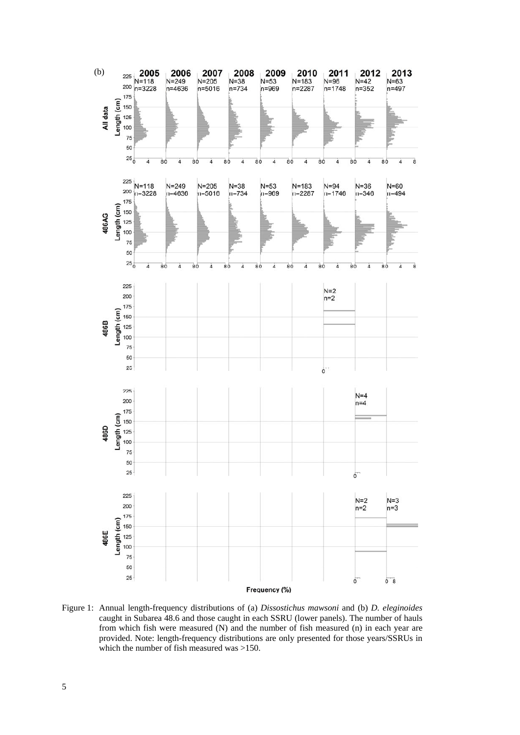Figure 1: Annual length-frequency distributions of (a) *Dissostichus mawsoni* and (b) *D. eleginoides* caught in Subarea 48.6 and those caught in each SSRU (lower panels). The number of hauls from which fish were measured (N) and the number of fish measured (n) in each year are provided. Note: length-frequency distributions are only presented for those years/SSRUs in which the number of fish measured was >150.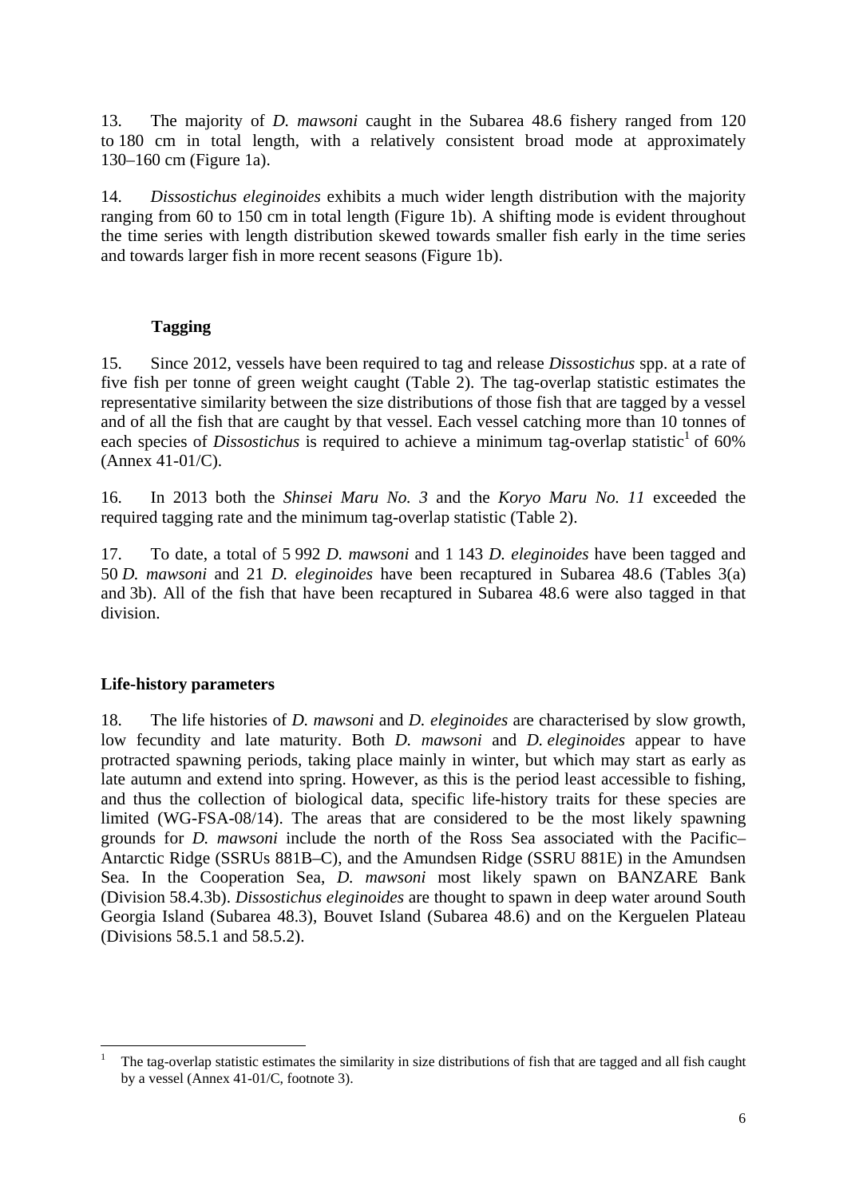13. The majority of *D. mawsoni* caught in the Subarea 48.6 fishery ranged from 120 to 180 cm in total length, with a relatively consistent broad mode at approximately 130–160 cm (Figure 1a).

14. *Dissostichus eleginoides* exhibits a much wider length distribution with the majority ranging from 60 to 150 cm in total length (Figure 1b). A shifting mode is evident throughout the time series with length distribution skewed towards smaller fish early in the time series and towards larger fish in more recent seasons (Figure 1b).

### Tagging

15. Since 2012, vessels have been required to tag and release *Dissostichus* spp. at a rate of five fish per tonne of green weight caught (Table 2). The tag-overlap statistic estimates the representative similarity between the size distributions of those fish that are tagged by a vessel and of all the fish that are caught by that vessel. Each vessel catching more than 10 tonnes of each species of *Dissostichus* is required to achieve a minimum tag-overlap statistic[1] of 60% (Annex 41-01/C).

16. In 2013 both the *Shinsei Maru No. 3* and the *Koryo Maru No. 11* exceeded the required tagging rate and the minimum tag-overlap statistic (Table 2).

17. To date, a total of 5 992 *D. mawsoni* and 1 143 *D. eleginoides* have been tagged and 50 *D. mawsoni* and 21 *D. eleginoides* have been recaptured in Subarea 48.6 (Tables 3(a) and 3b). All of the fish that have been recaptured in Subarea 48.6 were also tagged in that division.

## Life-history parameters

18. The life histories of *D. mawsoni* and *D. eleginoides* are characterised by slow growth, low fecundity and late maturity. Both *D. mawsoni* and *D. eleginoides* appear to have protracted spawning periods, taking place mainly in winter, but which may start as early as late autumn and extend into spring. However, as this is the period least accessible to fishing, and thus the collection of biological data, specific life-history traits for these species are limited (WG-FSA-08/14). The areas that are considered to be the most likely spawning grounds for *D. mawsoni* include the north of the Ross Sea associated with the Pacific–Antarctic Ridge (SSRUs 881B–C), and the Amundsen Ridge (SSRU 881E) in the Amundsen Sea. In the Cooperation Sea, *D. mawsoni* most likely spawn on BANZARE Bank (Division 58.4.3b). *Dissostichus eleginoides* are thought to spawn in deep water around South Georgia Island (Subarea 48.3), Bouvet Island (Subarea 48.6) and on the Kerguelen Plateau (Divisions 58.5.1 and 58.5.2).

---

[1] The tag-overlap statistic estimates the similarity in size distributions of fish that are tagged and all fish caught by a vessel (Annex 41-01/C, footnote 3).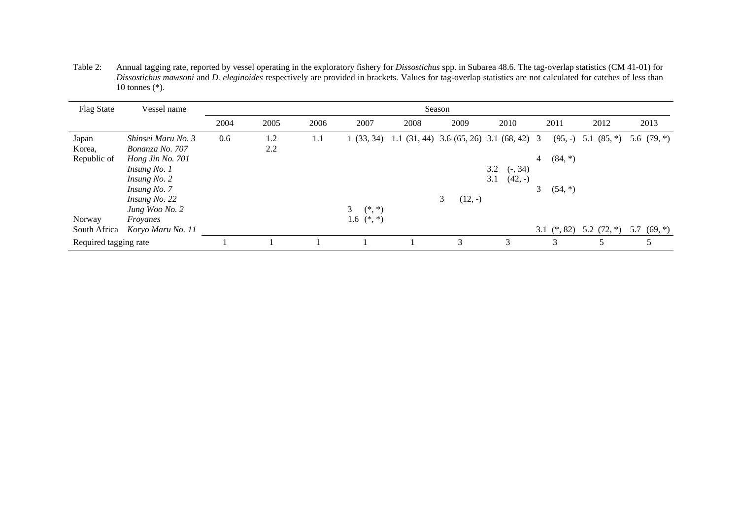Table 2: Annual tagging rate, reported by vessel operating in the exploratory fishery for *Dissostichus* spp. in Subarea 48.6. The tag-overlap statistics (CM 41-01) for *Dissostichus mawsoni* and *D. eleginoides* respectively are provided in brackets. Values for tag-overlap statistics are not calculated for catches of less than 10 tonnes (*).

| Flag State | Vessel name | Season | | | | | | | | | |
|---|---|---|---|---|---|---|---|---|---|---|---|
| | | 2004 | 2005 | 2006 | 2007 | 2008 | 2009 | 2010 | 2011 | 2012 | 2013 |
| Japan | *Shinsei Maru No. 3* | 0.6 | 1.2 | 1.1 | 1 (33, 34) | 1.1 (31, 44) | 3.6 (65, 26) | 3.1 (68, 42) | 3 (95, -) | 5.1 (85, *) | 5.6 (79, *) |
| Korea, Republic of | *Bonanza No. 707* | | 2.2 | | | | | | | | |
| | *Hong Jin No. 701* | | | | | | | | 4 (84, *) | | |
| | *Insung No. 1* | | | | | | | 3.2 (-, 34) | | | |
| | *Insung No. 2* | | | | | | | 3.1 (42, -) | | | |
| | *Insung No. 7* | | | | | | | | 3 (54, *) | | |
| | *Insung No. 22* | | | | | | 3 (12, -) | | | | |
| | *Jung Woo No. 2* | | | | 3 (*, *) | | | | | | |
| Norway | *Froyanes* | | | | 1.6 (*, *) | | | | | | |
| South Africa | *Koryo Maru No. 11* | | | | | | | | 3.1 (*, 82) | 5.2 (72, *) | 5.7 (69, *) |
| Required tagging rate | | 1 | 1 | 1 | 1 | 1 | 3 | 3 | 3 | 5 | 5 |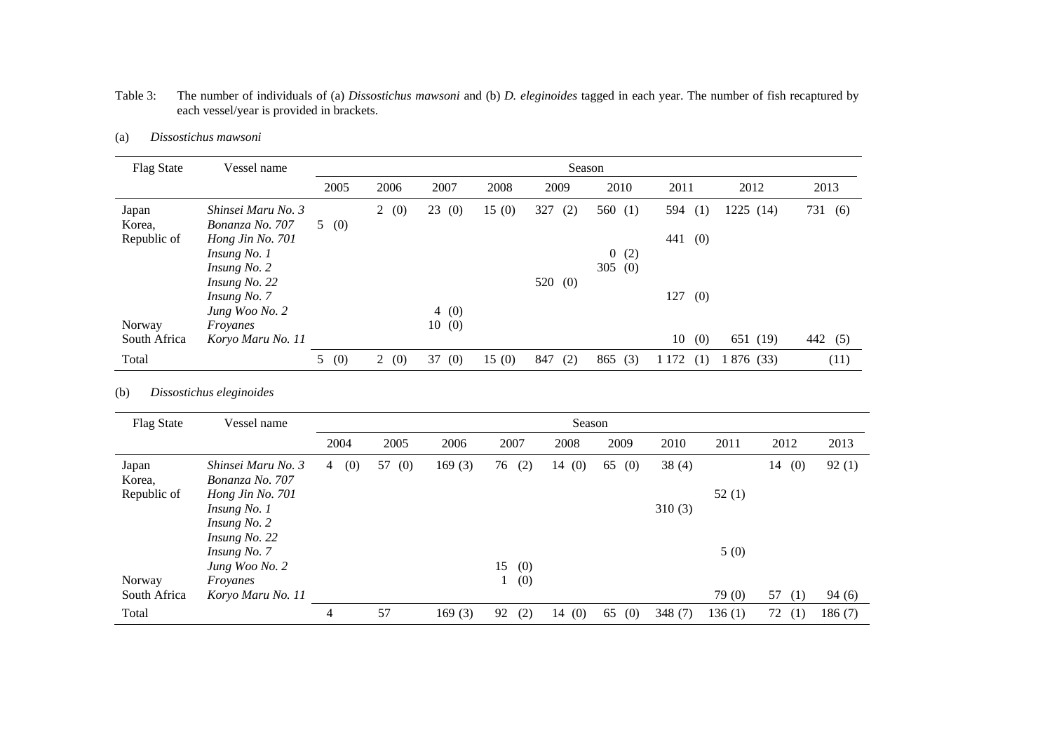Table 3: The number of individuals of (a) *Dissostichus mawsoni* and (b) *D. eleginoides* tagged in each year. The number of fish recaptured by each vessel/year is provided in brackets.

(a) *Dissostichus mawsoni*

| Flag State | Vessel name | Season | | | | | | | | |
|---|---|---|---|---|---|---|---|---|---|---|
| | | 2005 | 2006 | 2007 | 2008 | 2009 | 2010 | 2011 | 2012 | 2013 |
| Japan | *Shinsei Maru No. 3* | | 2 (0) | 23 (0) | 15 (0) | 327 (2) | 560 (1) | 594 (1) | 1225 (14) | 731 (6) |
| Korea, Republic of | *Bonanza No. 707* | 5 (0) | | | | | | | | |
| | *Hong Jin No. 701* | | | | | | | 441 (0) | | |
| | *Insung No. 1* | | | | | | 0 (2) | | | |
| | *Insung No. 2* | | | | | | 305 (0) | | | |
| | *Insung No. 22* | | | | | 520 (0) | | | | |
| | *Insung No. 7* | | | | | | | 127 (0) | | |
| | *Jung Woo No. 2* | | | 4 (0) | | | | | | |
| Norway | *Froyanes* | | | 10 (0) | | | | | | |
| South Africa | *Koryo Maru No. 11* | | | | | | | 10 (0) | 651 (19) | 442 (5) |
| Total | | 5 (0) | 2 (0) | 37 (0) | 15 (0) | 847 (2) | 865 (3) | 1 172 (1) | 1 876 (33) | (11) |

(b) *Dissostichus eleginoides*

| Flag State | Vessel name | Season | | | | | | | | | |
|---|---|---|---|---|---|---|---|---|---|---|---|
| | | 2004 | 2005 | 2006 | 2007 | 2008 | 2009 | 2010 | 2011 | 2012 | 2013 |
| Japan | *Shinsei Maru No. 3* | 4 (0) | 57 (0) | 169 (3) | 76 (2) | 14 (0) | 65 (0) | 38 (4) | | 14 (0) | 92 (1) |
| Korea, Republic of | *Bonanza No. 707* | | | | | | | | | | |
| | *Hong Jin No. 701* | | | | | | | | 52 (1) | | |
| | *Insung No. 1* | | | | | | | 310 (3) | | | |
| | *Insung No. 2* | | | | | | | | | | |
| | *Insung No. 22* | | | | | | | | | | |
| | *Insung No. 7* | | | | | | | | 5 (0) | | |
| | *Jung Woo No. 2* | | | | 15 (0) | | | | | | |
| Norway | *Froyanes* | | | | 1 (0) | | | | | | |
| South Africa | *Koryo Maru No. 11* | | | | | | | | 79 (0) | 57 (1) | 94 (6) |
| Total | | 4 | 57 | 169 (3) | 92 (2) | 14 (0) | 65 (0) | 348 (7) | 136 (1) | 72 (1) | 186 (7) |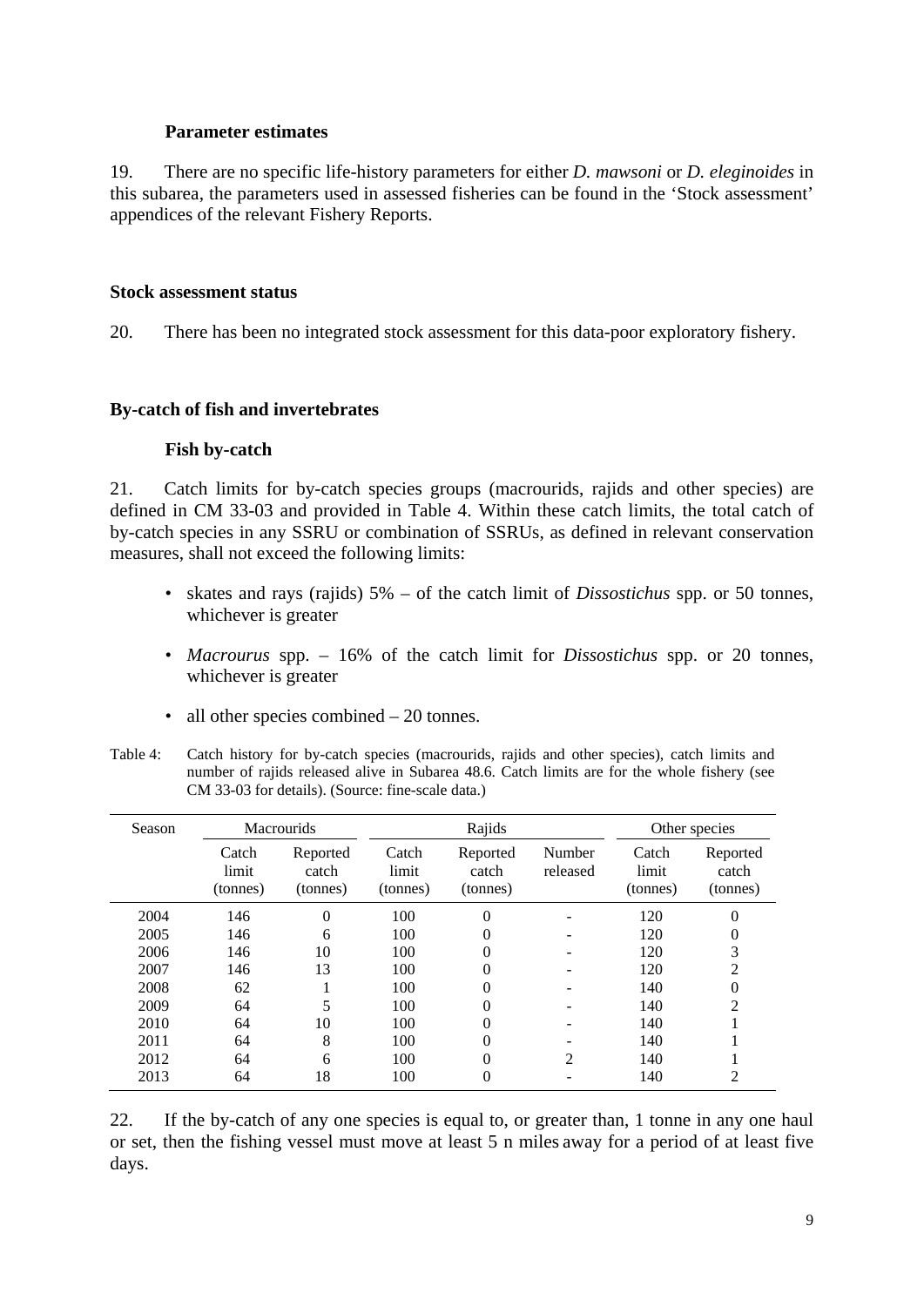### Parameter estimates

19. There are no specific life-history parameters for either *D. mawsoni* or *D. eleginoides* in this subarea, the parameters used in assessed fisheries can be found in the 'Stock assessment' appendices of the relevant Fishery Reports.

## Stock assessment status

20. There has been no integrated stock assessment for this data-poor exploratory fishery.

## By-catch of fish and invertebrates

### Fish by-catch

21. Catch limits for by-catch species groups (macrourids, rajids and other species) are defined in CM 33-03 and provided in Table 4. Within these catch limits, the total catch of by-catch species in any SSRU or combination of SSRUs, as defined in relevant conservation measures, shall not exceed the following limits:

- skates and rays (rajids) 5% – of the catch limit of *Dissostichus* spp. or 50 tonnes, whichever is greater
- *Macrourus* spp. – 16% of the catch limit for *Dissostichus* spp. or 20 tonnes, whichever is greater
- all other species combined – 20 tonnes.

Table 4: Catch history for by-catch species (macrourids, rajids and other species), catch limits and number of rajids released alive in Subarea 48.6. Catch limits are for the whole fishery (see CM 33-03 for details). (Source: fine-scale data.)

| Season | Macrourids | | Rajids | | | Other species | |
|---|---|---|---|---|---|---|---|
| | Catch limit (tonnes) | Reported catch (tonnes) | Catch limit (tonnes) | Reported catch (tonnes) | Number released | Catch limit (tonnes) | Reported catch (tonnes) |
| 2004 | 146 | 0 | 100 | 0 | - | 120 | 0 |
| 2005 | 146 | 6 | 100 | 0 | - | 120 | 0 |
| 2006 | 146 | 10 | 100 | 0 | - | 120 | 3 |
| 2007 | 146 | 13 | 100 | 0 | - | 120 | 2 |
| 2008 | 62 | 1 | 100 | 0 | - | 140 | 0 |
| 2009 | 64 | 5 | 100 | 0 | - | 140 | 2 |
| 2010 | 64 | 10 | 100 | 0 | - | 140 | 1 |
| 2011 | 64 | 8 | 100 | 0 | - | 140 | 1 |
| 2012 | 64 | 6 | 100 | 0 | 2 | 140 | 1 |
| 2013 | 64 | 18 | 100 | 0 | - | 140 | 2 |

22. If the by-catch of any one species is equal to, or greater than, 1 tonne in any one haul or set, then the fishing vessel must move at least 5 n miles away for a period of at least five days.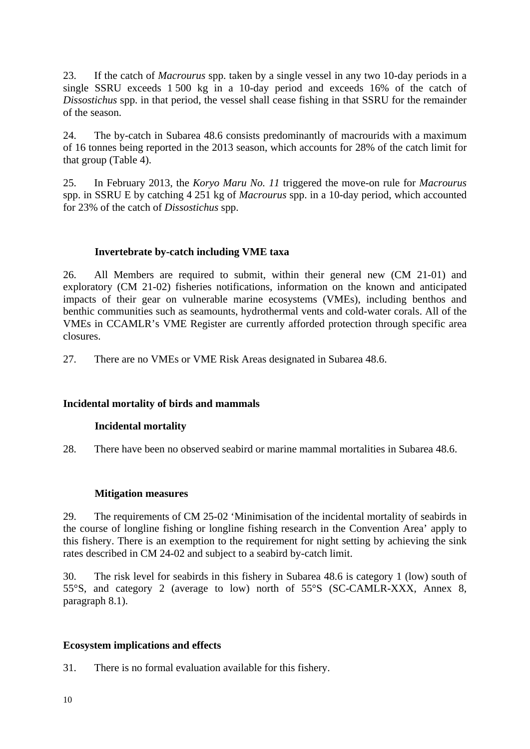23. If the catch of *Macrourus* spp. taken by a single vessel in any two 10-day periods in a single SSRU exceeds 1 500 kg in a 10-day period and exceeds 16% of the catch of *Dissostichus* spp. in that period, the vessel shall cease fishing in that SSRU for the remainder of the season.

24. The by-catch in Subarea 48.6 consists predominantly of macrourids with a maximum of 16 tonnes being reported in the 2013 season, which accounts for 28% of the catch limit for that group (Table 4).

25. In February 2013, the *Koryo Maru No. 11* triggered the move-on rule for *Macrourus* spp. in SSRU E by catching 4 251 kg of *Macrourus* spp. in a 10-day period, which accounted for 23% of the catch of *Dissostichus* spp.

### Invertebrate by-catch including VME taxa

26. All Members are required to submit, within their general new (CM 21-01) and exploratory (CM 21-02) fisheries notifications, information on the known and anticipated impacts of their gear on vulnerable marine ecosystems (VMEs), including benthos and benthic communities such as seamounts, hydrothermal vents and cold-water corals. All of the VMEs in CCAMLR's VME Register are currently afforded protection through specific area closures.

27. There are no VMEs or VME Risk Areas designated in Subarea 48.6.

## Incidental mortality of birds and mammals

### Incidental mortality

28. There have been no observed seabird or marine mammal mortalities in Subarea 48.6.

### Mitigation measures

29. The requirements of CM 25-02 'Minimisation of the incidental mortality of seabirds in the course of longline fishing or longline fishing research in the Convention Area' apply to this fishery. There is an exemption to the requirement for night setting by achieving the sink rates described in CM 24-02 and subject to a seabird by-catch limit.

30. The risk level for seabirds in this fishery in Subarea 48.6 is category 1 (low) south of 55°S, and category 2 (average to low) north of 55°S (SC-CAMLR-XXX, Annex 8, paragraph 8.1).

## Ecosystem implications and effects

31. There is no formal evaluation available for this fishery.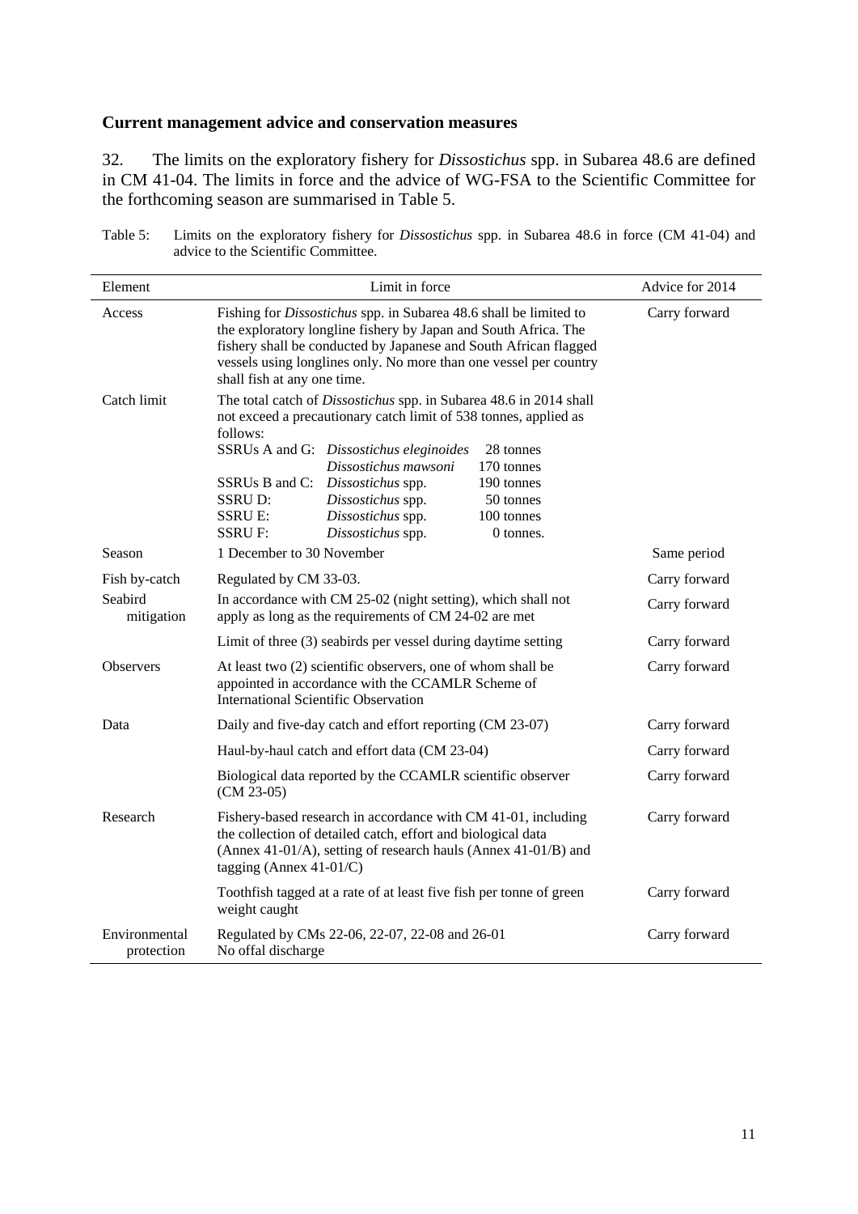## Current management advice and conservation measures

32. The limits on the exploratory fishery for *Dissostichus* spp. in Subarea 48.6 are defined in CM 41-04. The limits in force and the advice of WG-FSA to the Scientific Committee for the forthcoming season are summarised in Table 5.

Table 5: Limits on the exploratory fishery for *Dissostichus* spp. in Subarea 48.6 in force (CM 41-04) and advice to the Scientific Committee.

| Element | Limit in force | Advice for 2014 |
|---|---|---|
| Access | Fishing for *Dissostichus* spp. in Subarea 48.6 shall be limited to the exploratory longline fishery by Japan and South Africa. The fishery shall be conducted by Japanese and South African flagged vessels using longlines only. No more than one vessel per country shall fish at any one time. | Carry forward |
| Catch limit | The total catch of *Dissostichus* spp. in Subarea 48.6 in 2014 shall not exceed a precautionary catch limit of 538 tonnes, applied as follows:<br>SSRUs A and G: *Dissostichus eleginoides* 28 tonnes<br>*Dissostichus mawsoni* 170 tonnes<br>SSRUs B and C: *Dissostichus* spp. 190 tonnes<br>SSRU D: *Dissostichus* spp. 50 tonnes<br>SSRU E: *Dissostichus* spp. 100 tonnes<br>SSRU F: *Dissostichus* spp. 0 tonnes. | |
| Season | 1 December to 30 November | Same period |
| Fish by-catch | Regulated by CM 33-03. | Carry forward |
| Seabird mitigation | In accordance with CM 25-02 (night setting), which shall not apply as long as the requirements of CM 24-02 are met | Carry forward |
| | Limit of three (3) seabirds per vessel during daytime setting | Carry forward |
| Observers | At least two (2) scientific observers, one of whom shall be appointed in accordance with the CCAMLR Scheme of International Scientific Observation | Carry forward |
| Data | Daily and five-day catch and effort reporting (CM 23-07) | Carry forward |
| | Haul-by-haul catch and effort data (CM 23-04) | Carry forward |
| | Biological data reported by the CCAMLR scientific observer (CM 23-05) | Carry forward |
| Research | Fishery-based research in accordance with CM 41-01, including the collection of detailed catch, effort and biological data (Annex 41-01/A), setting of research hauls (Annex 41-01/B) and tagging (Annex 41-01/C) | Carry forward |
| | Toothfish tagged at a rate of at least five fish per tonne of green weight caught | Carry forward |
| Environmental protection | Regulated by CMs 22-06, 22-07, 22-08 and 26-01<br>No offal discharge | Carry forward |